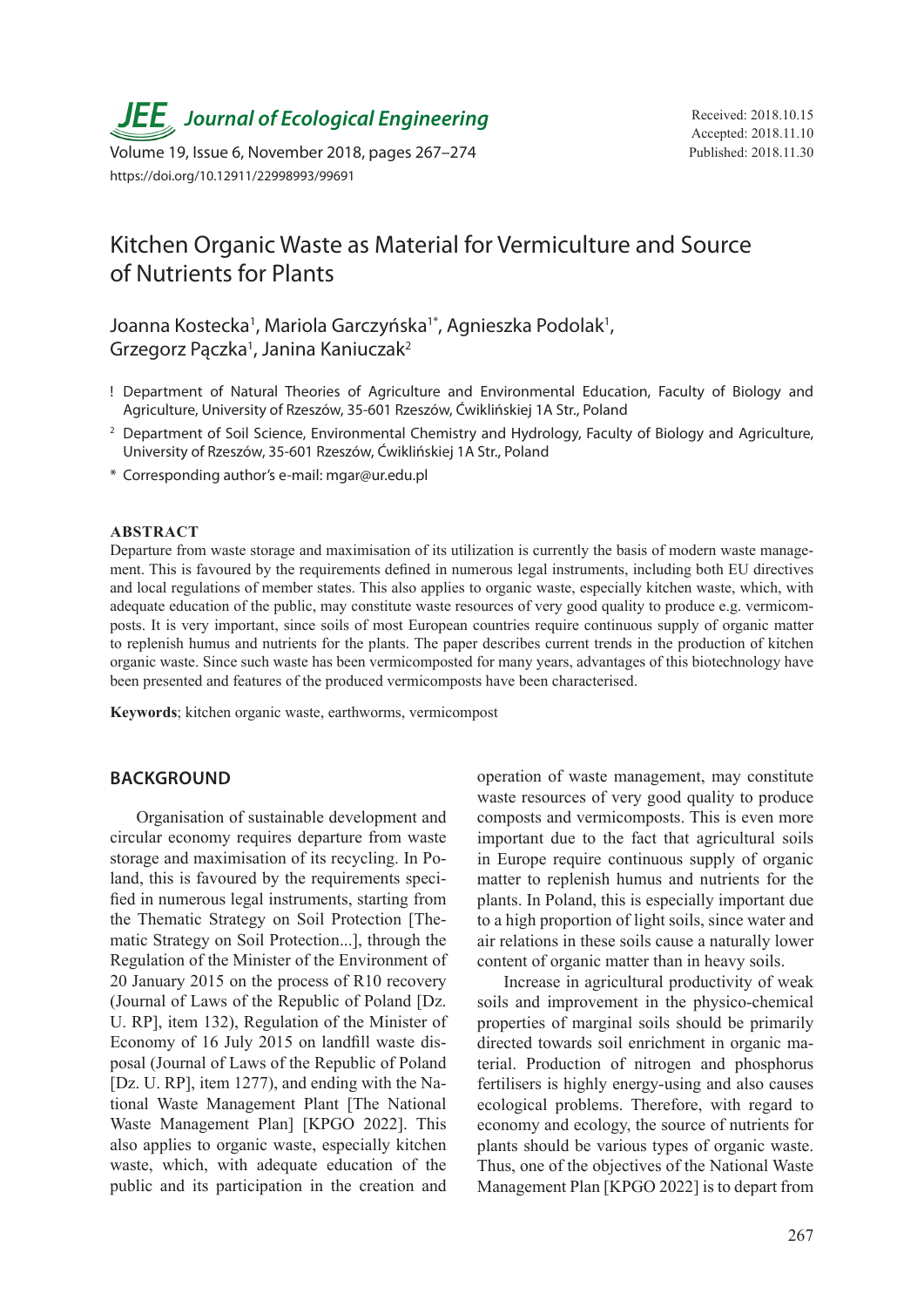# Kitchen Organic Waste as Material for Vermiculture and Source of Nutrients for Plants

Joanna Kostecka[1], Mariola Garczyńska[1*], Agnieszka Podolak[1], Grzegorz Pączka[1], Janina Kaniuczak[2]

[1] Department of Natural Theories of Agriculture and Environmental Education, Faculty of Biology and Agriculture, University of Rzeszów, 35-601 Rzeszów, Ćwiklińskiej 1A Str., Poland

[2] Department of Soil Science, Environmental Chemistry and Hydrology, Faculty of Biology and Agriculture, University of Rzeszów, 35-601 Rzeszów, Ćwiklińskiej 1A Str., Poland

[*] Corresponding author's e-mail: mgar@ur.edu.pl

Received: 2018.10.15
Accepted: 2018.11.10
Published: 2018.11.30

https://doi.org/10.12911/22998993/99691

## ABSTRACT

Departure from waste storage and maximisation of its utilization is currently the basis of modern waste management. This is favoured by the requirements defined in numerous legal instruments, including both EU directives and local regulations of member states. This also applies to organic waste, especially kitchen waste, which, with adequate education of the public, may constitute waste resources of very good quality to produce e.g. vermicomposts. It is very important, since soils of most European countries require continuous supply of organic matter to replenish humus and nutrients for the plants. The paper describes current trends in the production of kitchen organic waste. Since such waste has been vermicomposted for many years, advantages of this biotechnology have been presented and features of the produced vermicomposts have been characterised.

**Keywords**; kitchen organic waste, earthworms, vermicompost

## BACKGROUND

Organisation of sustainable development and circular economy requires departure from waste storage and maximisation of its recycling. In Poland, this is favoured by the requirements specified in numerous legal instruments, starting from the Thematic Strategy on Soil Protection [Thematic Strategy on Soil Protection...], through the Regulation of the Minister of the Environment of 20 January 2015 on the process of R10 recovery (Journal of Laws of the Republic of Poland [Dz. U. RP], item 132), Regulation of the Minister of Economy of 16 July 2015 on landfill waste disposal (Journal of Laws of the Republic of Poland [Dz. U. RP], item 1277), and ending with the National Waste Management Plant [The National Waste Management Plan] [KPGO 2022]. This also applies to organic waste, especially kitchen waste, which, with adequate education of the public and its participation in the creation and operation of waste management, may constitute waste resources of very good quality to produce composts and vermicomposts. This is even more important due to the fact that agricultural soils in Europe require continuous supply of organic matter to replenish humus and nutrients for the plants. In Poland, this is especially important due to a high proportion of light soils, since water and air relations in these soils cause a naturally lower content of organic matter than in heavy soils.

Increase in agricultural productivity of weak soils and improvement in the physico-chemical properties of marginal soils should be primarily directed towards soil enrichment in organic material. Production of nitrogen and phosphorus fertilisers is highly energy-using and also causes ecological problems. Therefore, with regard to economy and ecology, the source of nutrients for plants should be various types of organic waste. Thus, one of the objectives of the National Waste Management Plan [KPGO 2022] is to depart from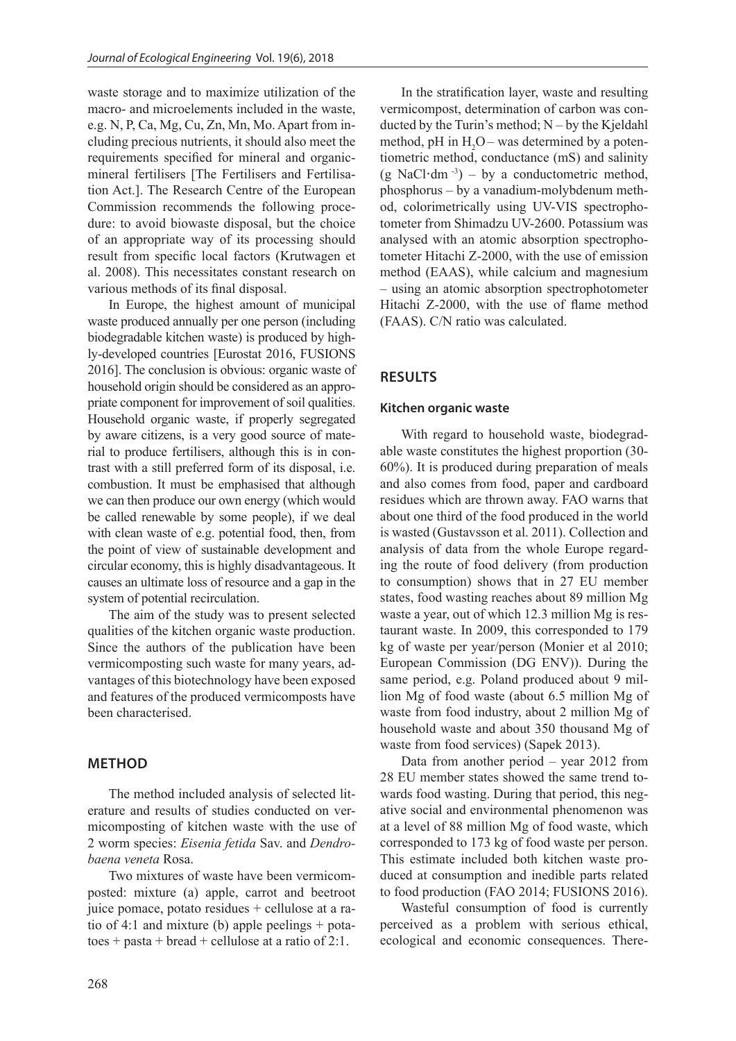waste storage and to maximize utilization of the macro- and microelements included in the waste, e.g. N, P, Ca, Mg, Cu, Zn, Mn, Mo. Apart from including precious nutrients, it should also meet the requirements specified for mineral and organic-mineral fertilisers [The Fertilisers and Fertilisation Act.]. The Research Centre of the European Commission recommends the following procedure: to avoid biowaste disposal, but the choice of an appropriate way of its processing should result from specific local factors (Krutwagen et al. 2008). This necessitates constant research on various methods of its final disposal.

In Europe, the highest amount of municipal waste produced annually per one person (including biodegradable kitchen waste) is produced by highly-developed countries [Eurostat 2016, FUSIONS 2016]. The conclusion is obvious: organic waste of household origin should be considered as an appropriate component for improvement of soil qualities. Household organic waste, if properly segregated by aware citizens, is a very good source of material to produce fertilisers, although this is in contrast with a still preferred form of its disposal, i.e. combustion. It must be emphasised that although we can then produce our own energy (which would be called renewable by some people), if we deal with clean waste of e.g. potential food, then, from the point of view of sustainable development and circular economy, this is highly disadvantageous. It causes an ultimate loss of resource and a gap in the system of potential recirculation.

The aim of the study was to present selected qualities of the kitchen organic waste production. Since the authors of the publication have been vermicomposting such waste for many years, advantages of this biotechnology have been exposed and features of the produced vermicomposts have been characterised.

## METHOD

The method included analysis of selected literature and results of studies conducted on vermicomposting of kitchen waste with the use of 2 worm species: *Eisenia fetida* Sav. and *Dendrobaena veneta* Rosa.

Two mixtures of waste have been vermicomposted: mixture (a) apple, carrot and beetroot juice pomace, potato residues + cellulose at a ratio of 4:1 and mixture (b) apple peelings + potatoes + pasta + bread + cellulose at a ratio of 2:1.

In the stratification layer, waste and resulting vermicompost, determination of carbon was conducted by the Turin's method; N – by the Kjeldahl method, pH in $H_2O$ – was determined by a potentiometric method, conductance (mS) and salinity (g NaCl·dm$^{-3}$) – by a conductometric method, phosphorus – by a vanadium-molybdenum method, colorimetrically using UV-VIS spectrophotometer from Shimadzu UV-2600. Potassium was analysed with an atomic absorption spectrophotometer Hitachi Z-2000, with the use of emission method (EAAS), while calcium and magnesium – using an atomic absorption spectrophotometer Hitachi Z-2000, with the use of flame method (FAAS). C/N ratio was calculated.

## RESULTS

### Kitchen organic waste

With regard to household waste, biodegradable waste constitutes the highest proportion (30-60%). It is produced during preparation of meals and also comes from food, paper and cardboard residues which are thrown away. FAO warns that about one third of the food produced in the world is wasted (Gustavsson et al. 2011). Collection and analysis of data from the whole Europe regarding the route of food delivery (from production to consumption) shows that in 27 EU member states, food wasting reaches about 89 million Mg waste a year, out of which 12.3 million Mg is restaurant waste. In 2009, this corresponded to 179 kg of waste per year/person (Monier et al 2010; European Commission (DG ENV)). During the same period, e.g. Poland produced about 9 million Mg of food waste (about 6.5 million Mg of waste from food industry, about 2 million Mg of household waste and about 350 thousand Mg of waste from food services) (Sapek 2013).

Data from another period – year 2012 from 28 EU member states showed the same trend towards food wasting. During that period, this negative social and environmental phenomenon was at a level of 88 million Mg of food waste, which corresponded to 173 kg of food waste per person. This estimate included both kitchen waste produced at consumption and inedible parts related to food production (FAO 2014; FUSIONS 2016).

Wasteful consumption of food is currently perceived as a problem with serious ethical, ecological and economic consequences. There-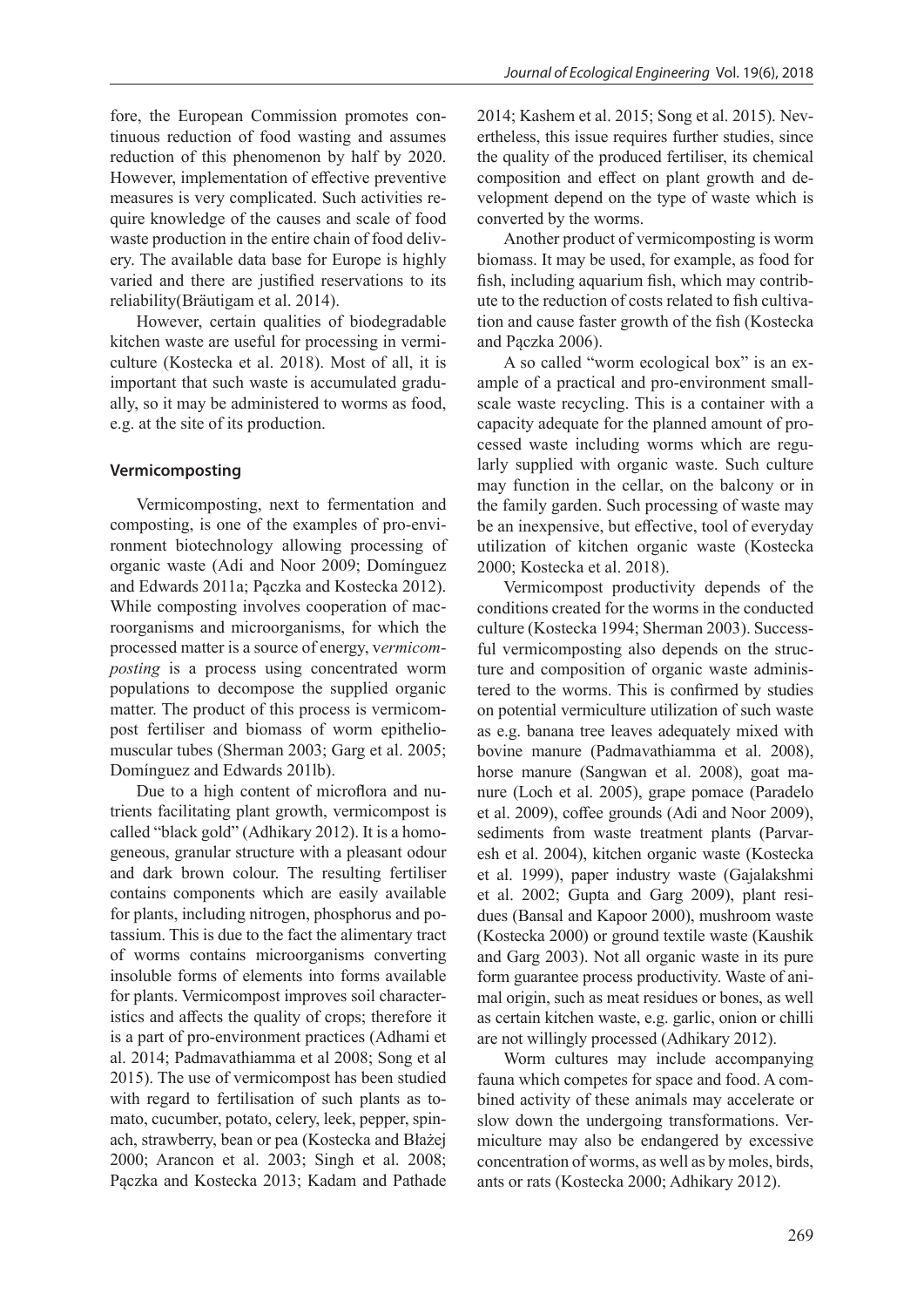fore, the European Commission promotes continuous reduction of food wasting and assumes reduction of this phenomenon by half by 2020. However, implementation of effective preventive measures is very complicated. Such activities require knowledge of the causes and scale of food waste production in the entire chain of food delivery. The available data base for Europe is highly varied and there are justified reservations to its reliability(Bräutigam et al. 2014).

However, certain qualities of biodegradable kitchen waste are useful for processing in vermiculture (Kostecka et al. 2018). Most of all, it is important that such waste is accumulated gradually, so it may be administered to worms as food, e.g. at the site of its production.

### Vermicomposting

Vermicomposting, next to fermentation and composting, is one of the examples of pro-environment biotechnology allowing processing of organic waste (Adi and Noor 2009; Domínguez and Edwards 2011a; Pączka and Kostecka 2012). While composting involves cooperation of macroorganisms and microorganisms, for which the processed matter is a source of energy, v*ermicomposting* is a process using concentrated worm populations to decompose the supplied organic matter. The product of this process is vermicompost fertiliser and biomass of worm epitheliomuscular tubes (Sherman 2003; Garg et al. 2005; Domínguez and Edwards 201lb).

Due to a high content of microflora and nutrients facilitating plant growth, vermicompost is called "black gold" (Adhikary 2012). It is a homogeneous, granular structure with a pleasant odour and dark brown colour. The resulting fertiliser contains components which are easily available for plants, including nitrogen, phosphorus and potassium. This is due to the fact the alimentary tract of worms contains microorganisms converting insoluble forms of elements into forms available for plants. Vermicompost improves soil characteristics and affects the quality of crops; therefore it is a part of pro-environment practices (Adhami et al. 2014; Padmavathiamma et al 2008; Song et al 2015). The use of vermicompost has been studied with regard to fertilisation of such plants as tomato, cucumber, potato, celery, leek, pepper, spinach, strawberry, bean or pea (Kostecka and Błażej 2000; Arancon et al. 2003; Singh et al. 2008; Pączka and Kostecka 2013; Kadam and Pathade 2014; Kashem et al. 2015; Song et al. 2015). Nevertheless, this issue requires further studies, since the quality of the produced fertiliser, its chemical composition and effect on plant growth and development depend on the type of waste which is converted by the worms.

Another product of vermicomposting is worm biomass. It may be used, for example, as food for fish, including aquarium fish, which may contribute to the reduction of costs related to fish cultivation and cause faster growth of the fish (Kostecka and Pączka 2006).

A so called "worm ecological box" is an example of a practical and pro-environment small-scale waste recycling. This is a container with a capacity adequate for the planned amount of processed waste including worms which are regularly supplied with organic waste. Such culture may function in the cellar, on the balcony or in the family garden. Such processing of waste may be an inexpensive, but effective, tool of everyday utilization of kitchen organic waste (Kostecka 2000; Kostecka et al. 2018).

Vermicompost productivity depends of the conditions created for the worms in the conducted culture (Kostecka 1994; Sherman 2003). Successful vermicomposting also depends on the structure and composition of organic waste administered to the worms. This is confirmed by studies on potential vermiculture utilization of such waste as e.g. banana tree leaves adequately mixed with bovine manure (Padmavathiamma et al. 2008), horse manure (Sangwan et al. 2008), goat manure (Loch et al. 2005), grape pomace (Paradelo et al. 2009), coffee grounds (Adi and Noor 2009), sediments from waste treatment plants (Parvaresh et al. 2004), kitchen organic waste (Kostecka et al. 1999), paper industry waste (Gajalakshmi et al. 2002; Gupta and Garg 2009), plant residues (Bansal and Kapoor 2000), mushroom waste (Kostecka 2000) or ground textile waste (Kaushik and Garg 2003). Not all organic waste in its pure form guarantee process productivity. Waste of animal origin, such as meat residues or bones, as well as certain kitchen waste, e.g. garlic, onion or chilli are not willingly processed (Adhikary 2012).

Worm cultures may include accompanying fauna which competes for space and food. A combined activity of these animals may accelerate or slow down the undergoing transformations. Vermiculture may also be endangered by excessive concentration of worms, as well as by moles, birds, ants or rats (Kostecka 2000; Adhikary 2012).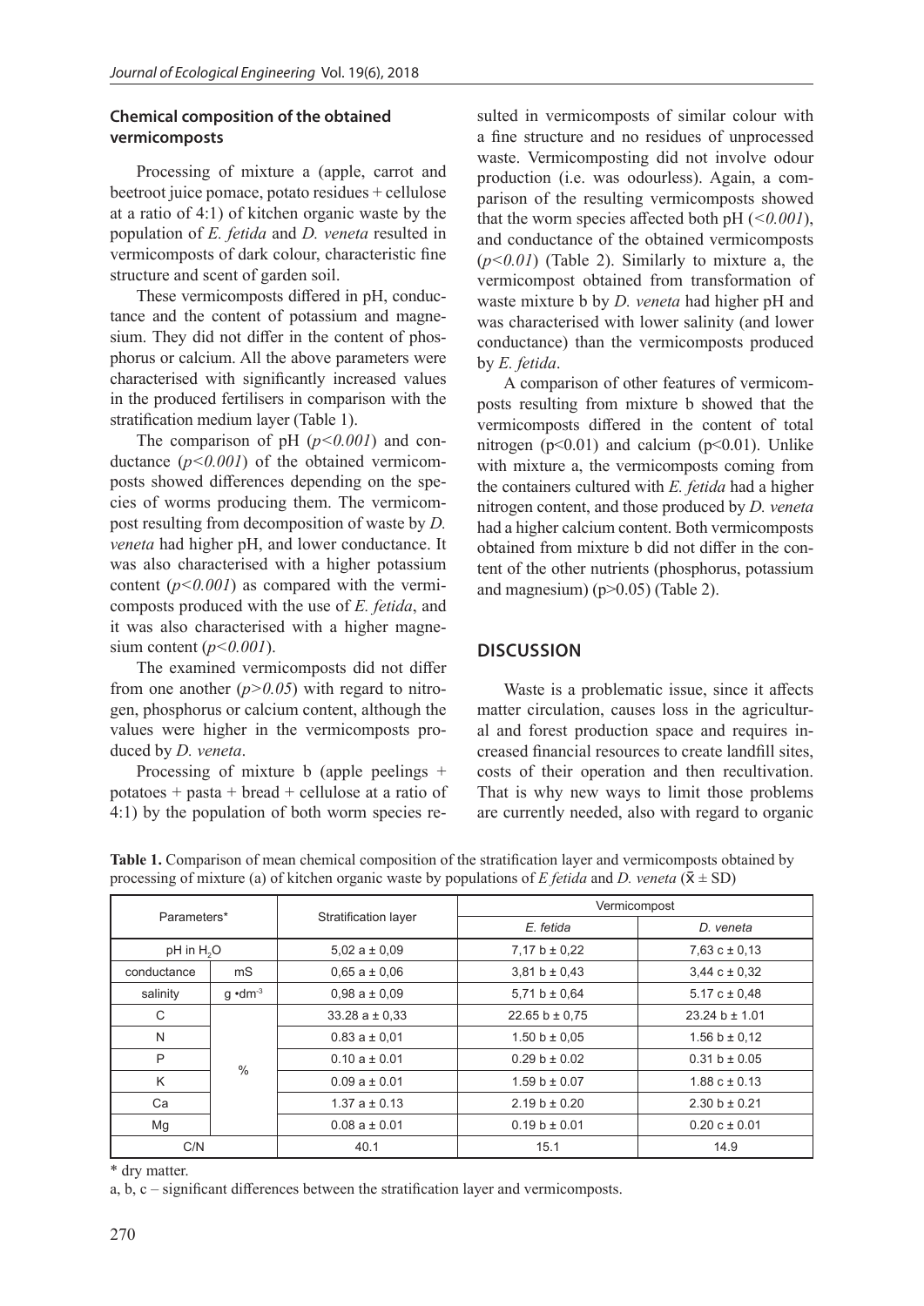### Chemical composition of the obtained vermicomposts

Processing of mixture a (apple, carrot and beetroot juice pomace, potato residues + cellulose at a ratio of 4:1) of kitchen organic waste by the population of *E. fetida* and *D. veneta* resulted in vermicomposts of dark colour, characteristic fine structure and scent of garden soil.

These vermicomposts differed in pH, conductance and the content of potassium and magnesium. They did not differ in the content of phosphorus or calcium. All the above parameters were characterised with significantly increased values in the produced fertilisers in comparison with the stratification medium layer (Table 1).

The comparison of pH ($p<0.001$) and conductance ($p<0.001$) of the obtained vermicomposts showed differences depending on the species of worms producing them. The vermicompost resulting from decomposition of waste by *D. veneta* had higher pH, and lower conductance. It was also characterised with a higher potassium content ($p<0.001$) as compared with the vermicomposts produced with the use of *E. fetida*, and it was also characterised with a higher magnesium content ($p<0.001$).

The examined vermicomposts did not differ from one another ($p>0.05$) with regard to nitrogen, phosphorus or calcium content, although the values were higher in the vermicomposts produced by *D. veneta*.

Processing of mixture b (apple peelings + potatoes + pasta + bread + cellulose at a ratio of 4:1) by the population of both worm species resulted in vermicomposts of similar colour with a fine structure and no residues of unprocessed waste. Vermicomposting did not involve odour production (i.e. was odourless). Again, a comparison of the resulting vermicomposts showed that the worm species affected both pH ($<0.001$), and conductance of the obtained vermicomposts ($p<0.01$) (Table 2). Similarly to mixture a, the vermicompost obtained from transformation of waste mixture b by *D. veneta* had higher pH and was characterised with lower salinity (and lower conductance) than the vermicomposts produced by *E. fetida*.

A comparison of other features of vermicomposts resulting from mixture b showed that the vermicomposts differed in the content of total nitrogen ($p<0.01$) and calcium ($p<0.01$). Unlike with mixture a, the vermicomposts coming from the containers cultured with *E. fetida* had a higher nitrogen content, and those produced by *D. veneta* had a higher calcium content. Both vermicomposts obtained from mixture b did not differ in the content of the other nutrients (phosphorus, potassium and magnesium) ($p>0.05$) (Table 2).

## DISCUSSION

Waste is a problematic issue, since it affects matter circulation, causes loss in the agricultural and forest production space and requires increased financial resources to create landfill sites, costs of their operation and then recultivation. That is why new ways to limit those problems are currently needed, also with regard to organic

**Table 1.** Comparison of mean chemical composition of the stratification layer and vermicomposts obtained by processing of mixture (a) of kitchen organic waste by populations of *E fetida* and *D. veneta* ($\bar{x} \pm SD$)

| Parameters* | | Stratification layer | Vermicompost | |
|---|---|---|---|---|
| | | | *E. fetida* | *D. veneta* |
| pH in $H_2O$ | | 5,02 a ± 0,09 | 7,17 b ± 0,22 | 7,63 c ± 0,13 |
| conductance | mS | 0,65 a ± 0,06 | 3,81 b ± 0,43 | 3,44 c ± 0,32 |
| salinity | g •dm$^{-3}$ | 0,98 a ± 0,09 | 5,71 b ± 0,64 | 5.17 c ± 0,48 |
| C | % | 33.28 a ± 0,33 | 22.65 b ± 0,75 | 23.24 b ± 1.01 |
| N | % | 0.83 a ± 0,01 | 1.50 b ± 0,05 | 1.56 b ± 0,12 |
| P | % | 0.10 a ± 0.01 | 0.29 b ± 0.02 | 0.31 b ± 0.05 |
| K | % | 0.09 a ± 0.01 | 1.59 b ± 0.07 | 1.88 c ± 0.13 |
| Ca | % | 1.37 a ± 0.13 | 2.19 b ± 0.20 | 2.30 b ± 0.21 |
| Mg | % | 0.08 a ± 0.01 | 0.19 b ± 0.01 | 0.20 c ± 0.01 |
| C/N | | 40.1 | 15.1 | 14.9 |

\* dry matter.

a, b, c – significant differences between the stratification layer and vermicomposts.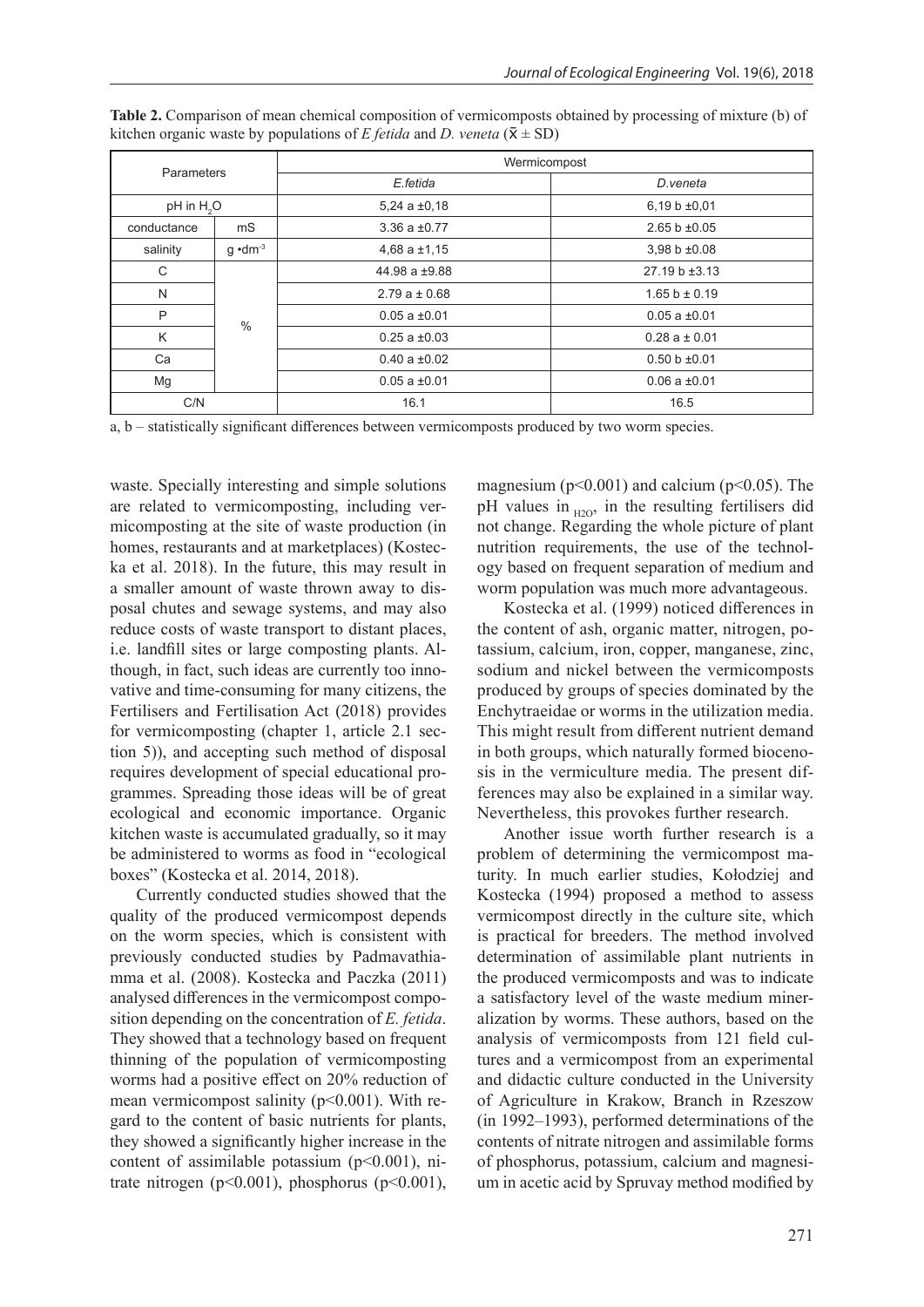**Table 2.** Comparison of mean chemical composition of vermicomposts obtained by processing of mixture (b) of kitchen organic waste by populations of *E fetida* and *D. veneta* ($\bar{x} \pm SD$)

| Parameters | | Wermicompost | |
|---|---|---|---|
| | | *E.fetida* | *D.veneta* |
| pH in $H_2O$ | | 5,24 a ±0,18 | 6,19 b ±0,01 |
| conductance | mS | 3.36 a ±0.77 | 2.65 b ±0.05 |
| salinity | $g \cdot dm^{-3}$ | 4,68 a ±1,15 | 3,98 b ±0.08 |
| C | % | 44.98 a ±9.88 | 27.19 b ±3.13 |
| N | | 2.79 a ± 0.68 | 1.65 b ± 0.19 |
| P | | 0.05 a ±0.01 | 0.05 a ±0.01 |
| K | | 0.25 a ±0.03 | 0.28 a ± 0.01 |
| Ca | | 0.40 a ±0.02 | 0.50 b ±0.01 |
| Mg | | 0.05 a ±0.01 | 0.06 a ±0.01 |
| C/N | | 16.1 | 16.5 |

a, b – statistically significant differences between vermicomposts produced by two worm species.

waste. Specially interesting and simple solutions are related to vermicomposting, including vermicomposting at the site of waste production (in homes, restaurants and at marketplaces) (Kostecka et al. 2018). In the future, this may result in a smaller amount of waste thrown away to disposal chutes and sewage systems, and may also reduce costs of waste transport to distant places, i.e. landfill sites or large composting plants. Although, in fact, such ideas are currently too innovative and time-consuming for many citizens, the Fertilisers and Fertilisation Act (2018) provides for vermicomposting (chapter 1, article 2.1 section 5)), and accepting such method of disposal requires development of special educational programmes. Spreading those ideas will be of great ecological and economic importance. Organic kitchen waste is accumulated gradually, so it may be administered to worms as food in "ecological boxes" (Kostecka et al. 2014, 2018).

Currently conducted studies showed that the quality of the produced vermicompost depends on the worm species, which is consistent with previously conducted studies by Padmavathiamma et al. (2008). Kostecka and Paczka (2011) analysed differences in the vermicompost composition depending on the concentration of *E. fetida*. They showed that a technology based on frequent thinning of the population of vermicomposting worms had a positive effect on 20% reduction of mean vermicompost salinity ($p<0.001$). With regard to the content of basic nutrients for plants, they showed a significantly higher increase in the content of assimilable potassium ($p<0.001$), nitrate nitrogen ($p<0.001$), phosphorus ($p<0.001$), magnesium ($p<0.001$) and calcium ($p<0.05$). The pH values in $_{H2O}$, in the resulting fertilisers did not change. Regarding the whole picture of plant nutrition requirements, the use of the technology based on frequent separation of medium and worm population was much more advantageous.

Kostecka et al. (1999) noticed differences in the content of ash, organic matter, nitrogen, potassium, calcium, iron, copper, manganese, zinc, sodium and nickel between the vermicomposts produced by groups of species dominated by the Enchytraeidae or worms in the utilization media. This might result from different nutrient demand in both groups, which naturally formed biocenosis in the verviculture media. The present differences may also be explained in a similar way. Nevertheless, this provokes further research.

Another issue worth further research is a problem of determining the vermicompost maturity. In much earlier studies, Kołodziej and Kostecka (1994) proposed a method to assess vermicompost directly in the culture site, which is practical for breeders. The method involved determination of assimilable plant nutrients in the produced vermicomposts and was to indicate a satisfactory level of the waste medium mineralization by worms. These authors, based on the analysis of vermicomposts from 121 field cultures and a vermicompost from an experimental and didactic culture conducted in the University of Agriculture in Krakow, Branch in Rzeszow (in 1992–1993), performed determinations of the contents of nitrate nitrogen and assimilable forms of phosphorus, potassium, calcium and magnesium in acetic acid by Spruvay method modified by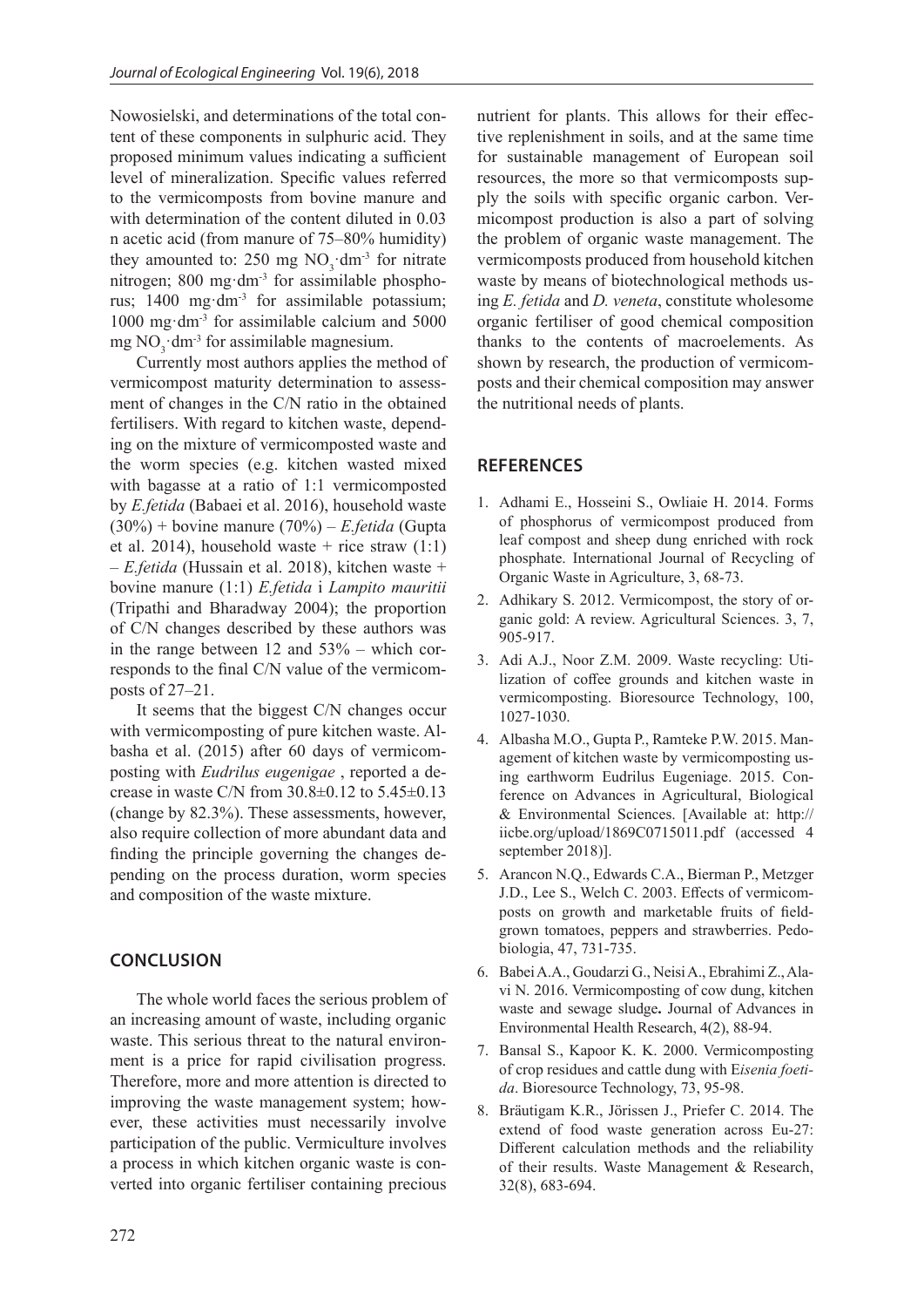Nowosielski, and determinations of the total content of these components in sulphuric acid. They proposed minimum values indicating a sufficient level of mineralization. Specific values referred to the vermicomposts from bovine manure and with determination of the content diluted in 0.03 n acetic acid (from manure of 75–80% humidity) they amounted to: 250 mg $NO_3 \cdot dm^{-3}$ for nitrate nitrogen; 800 mg$\cdot dm^{-3}$ for assimilable phosphorus; 1400 mg$\cdot dm^{-3}$ for assimilable potassium; 1000 mg$\cdot dm^{-3}$ for assimilable calcium and 5000 mg $NO_3 \cdot dm^{-3}$ for assimilable magnesium.

Currently most authors applies the method of vermicompost maturity determination to assessment of changes in the C/N ratio in the obtained fertilisers. With regard to kitchen waste, depending on the mixture of vermicomposted waste and the worm species (e.g. kitchen wasted mixed with bagasse at a ratio of 1:1 vermicomposted by *E.fetida* (Babaei et al. 2016), household waste (30%) + bovine manure (70%) – *E.fetida* (Gupta et al. 2014), household waste + rice straw (1:1) – *E.fetida* (Hussain et al. 2018), kitchen waste + bovine manure (1:1) *E.fetida* i *Lampito mauritii* (Tripathi and Bharadway 2004); the proportion of C/N changes described by these authors was in the range between 12 and 53% – which corresponds to the final C/N value of the vermicomposts of 27–21.

It seems that the biggest C/N changes occur with vermicomposting of pure kitchen waste. Albasha et al. (2015) after 60 days of vermicomposting with *Eudrilus eugenigae* , reported a decrease in waste C/N from 30.8±0.12 to 5.45±0.13 (change by 82.3%). These assessments, however, also require collection of more abundant data and finding the principle governing the changes depending on the process duration, worm species and composition of the waste mixture.

## CONCLUSION

The whole world faces the serious problem of an increasing amount of waste, including organic waste. This serious threat to the natural environment is a price for rapid civilisation progress. Therefore, more and more attention is directed to improving the waste management system; however, these activities must necessarily involve participation of the public. Vermiculture involves a process in which kitchen organic waste is converted into organic fertiliser containing precious nutrient for plants. This allows for their effective replenishment in soils, and at the same time for sustainable management of European soil resources, the more so that vermicomposts supply the soils with specific organic carbon. Vermicompost production is also a part of solving the problem of organic waste management. The vermicomposts produced from household kitchen waste by means of biotechnological methods using *E. fetida* and *D. veneta*, constitute wholesome organic fertiliser of good chemical composition thanks to the contents of macroelements. As shown by research, the production of vermicomposts and their chemical composition may answer the nutritional needs of plants.

## REFERENCES

1. Adhami E., Hosseini S., Owliaie H. 2014. Forms of phosphorus of vermicompost produced from leaf compost and sheep dung enriched with rock phosphate. International Journal of Recycling of Organic Waste in Agriculture, 3, 68-73.
2. Adhikary S. 2012. Vermicompost, the story of organic gold: A review. Agricultural Sciences. 3, 7, 905-917.
3. Adi A.J., Noor Z.M. 2009. Waste recycling: Utilization of coffee grounds and kitchen waste in vermicomposting. Bioresource Technology, 100, 1027-1030.
4. Albasha M.O., Gupta P., Ramteke P.W. 2015. Management of kitchen waste by vermicomposting using earthworm Eudrilus Eugeniage. 2015. Conference on Advances in Agricultural, Biological & Environmental Sciences. [Available at: http://iicbe.org/upload/1869C0715011.pdf (accessed 4 september 2018)].
5. Arancon N.Q., Edwards C.A., Bierman P., Metzger J.D., Lee S., Welch C. 2003. Effects of vermicomposts on growth and marketable fruits of field-grown tomatoes, peppers and strawberries. Pedobiologia, 47, 731-735.
6. Babei A.A., Goudarzi G., Neisi A., Ebrahimi Z., Alavi N. 2016. Vermicomposting of cow dung, kitchen waste and sewage sludge**.** Journal of Advances in Environmental Health Research, 4(2), 88-94.
7. Bansal S., Kapoor K. K. 2000. Vermicomposting of crop residues and cattle dung with E*isenia foetida*. Bioresource Technology, 73, 95-98.
8. Bräutigam K.R., Jörissen J., Priefer C. 2014. The extend of food waste generation across Eu-27: Different calculation methods and the reliability of their results. Waste Management & Research, 32(8), 683-694.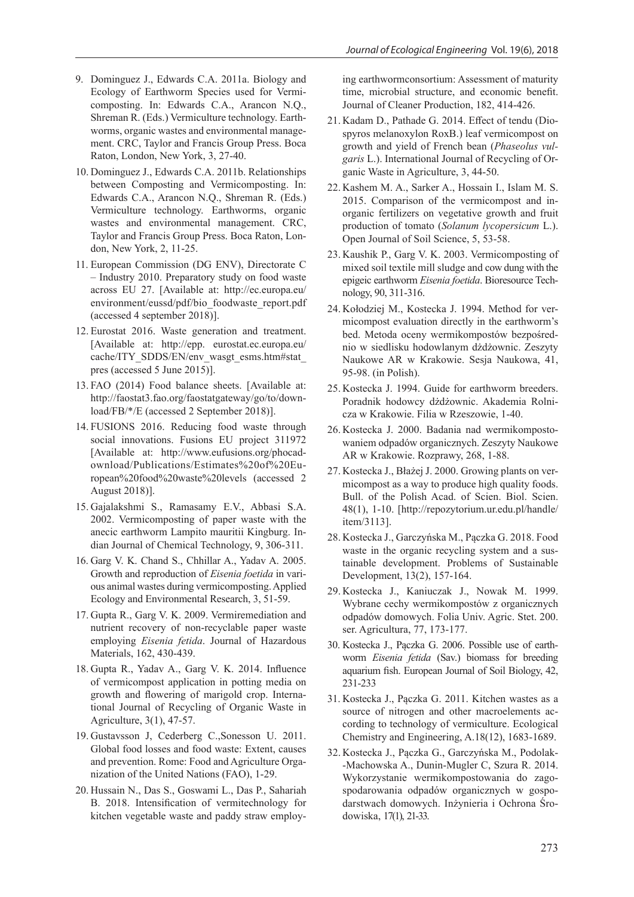9. Dominguez J., Edwards C.A. 2011a. Biology and Ecology of Earthworm Species used for Vermicomposting. In: Edwards C.A., Arancon N.Q., Shreman R. (Eds.) Vermiculture technology. Earthworms, organic wastes and environmental management. CRC, Taylor and Francis Group Press. Boca Raton, London, New York, 3, 27-40.
10. Dominguez J., Edwards C.A. 2011b. Relationships between Composting and Vermicomposting. In: Edwards C.A., Arancon N.Q., Shreman R. (Eds.) Vermiculture technology. Earthworms, organic wastes and environmental management. CRC, Taylor and Francis Group Press. Boca Raton, London, New York, 2, 11-25.
11. European Commission (DG ENV), Directorate C – Industry 2010. Preparatory study on food waste across EU 27. [Available at: http://ec.europa.eu/environment/eussd/pdf/bio_foodwaste_report.pdf (accessed 4 september 2018)].
12. Eurostat 2016. Waste generation and treatment. [Available at: http://epp. eurostat.ec.europa.eu/cache/ITY_SDDS/EN/env_wasgt_esms.htm#stat_pres (accessed 5 June 2015)].
13. FAO (2014) Food balance sheets. [Available at: http://faostat3.fao.org/faostatgateway/go/to/download/FB/*/E (accessed 2 September 2018)].
14. FUSIONS 2016. Reducing food waste through social innovations. Fusions EU project 311972 [Available at: http://www.eufusions.org/phocadownload/Publications/Estimates%20of%20European%20food%20waste%20levels (accessed 2 August 2018)].
15. Gajalakshmi S., Ramasamy E.V., Abbasi S.A. 2002. Vermicomposting of paper waste with the anecic earthworm Lampito mauritii Kingburg. Indian Journal of Chemical Technology, 9, 306-311.
16. Garg V. K. Chand S., Chhillar A., Yadav A. 2005. Growth and reproduction of *Eisenia foetida* in various animal wastes during vermicomposting. Applied Ecology and Environmental Research, 3, 51-59.
17. Gupta R., Garg V. K. 2009. Vermiremediation and nutrient recovery of non-recyclable paper waste employing *Eisenia fetida*. Journal of Hazardous Materials, 162, 430-439.
18. Gupta R., Yadav A., Garg V. K. 2014. Influence of vermicompost application in potting media on growth and flowering of marigold crop. International Journal of Recycling of Organic Waste in Agriculture, 3(1), 47-57.
19. Gustavsson J, Cederberg C.,Sonesson U. 2011. Global food losses and food waste: Extent, causes and prevention. Rome: Food and Agriculture Organization of the United Nations (FAO), 1-29.
20. Hussain N., Das S., Goswami L., Das P., Sahariah B. 2018. Intensification of vermitechnology for kitchen vegetable waste and paddy straw employing earthwormconsortium: Assessment of maturity time, microbial structure, and economic benefit. Journal of Cleaner Production, 182, 414-426.
21. Kadam D., Pathade G. 2014. Effect of tendu (Diospyros melanoxylon RoxB.) leaf vermicompost on growth and yield of French bean (*Phaseolus vulgaris* L.). International Journal of Recycling of Organic Waste in Agriculture, 3, 44-50.
22. Kashem M. A., Sarker A., Hossain I., Islam M. S. 2015. Comparison of the vermicompost and inorganic fertilizers on vegetative growth and fruit production of tomato (*Solanum lycopersicum* L.). Open Journal of Soil Science, 5, 53-58.
23. Kaushik P., Garg V. K. 2003. Vermicomposting of mixed soil textile mill sludge and cow dung with the epigeic earthworm *Eisenia foetida*. Bioresource Technology, 90, 311-316.
24. Kołodziej M., Kostecka J. 1994. Method for vermicompost evaluation directly in the earthworm's bed. Metoda oceny wermikompostów bezpośrednio w siedlisku hodowlanym dżdżownic. Zeszyty Naukowe AR w Krakowie. Sesja Naukowa, 41, 95-98. (in Polish).
25. Kostecka J. 1994. Guide for earthworm breeders. Poradnik hodowcy dżdżownic. Akademia Rolnicza w Krakowie. Filia w Rzeszowie, 1-40.
26. Kostecka J. 2000. Badania nad wermikompostowaniem odpadów organicznych. Zeszyty Naukowe AR w Krakowie. Rozprawy, 268, 1-88.
27. Kostecka J., Błażej J. 2000. Growing plants on vermicompost as a way to produce high quality foods. Bull. of the Polish Acad. of Scien. Biol. Scien. 48(1), 1-10. [http://repozytorium.ur.edu.pl/handle/item/3113].
28. Kostecka J., Garczyńska M., Pączka G. 2018. Food waste in the organic recycling system and a sustainable development. Problems of Sustainable Development, 13(2), 157-164.
29. Kostecka J., Kaniuczak J., Nowak M. 1999. Wybrane cechy wermikompostów z organicznych odpadów domowych. Folia Univ. Agric. Stet. 200. ser. Agricultura, 77, 173-177.
30. Kostecka J., Pączka G. 2006. Possible use of earthworm *Eisenia fetida* (Sav.) biomass for breeding aquarium fish. European Journal of Soil Biology, 42, 231-233
31. Kostecka J., Pączka G. 2011. Kitchen wastes as a source of nitrogen and other macroelements according to technology of vermiculture. Ecological Chemistry and Engineering, A.18(12), 1683-1689.
32. Kostecka J., Pączka G., Garczyńska M., Podolak-Machowska A., Dunin-Mugler C, Szura R. 2014. Wykorzystanie wermikompostowania do zagospodarowania odpadów organicznych w gospodarstwach domowych. Inżynieria i Ochrona Środowiska, 17(1), 21-33.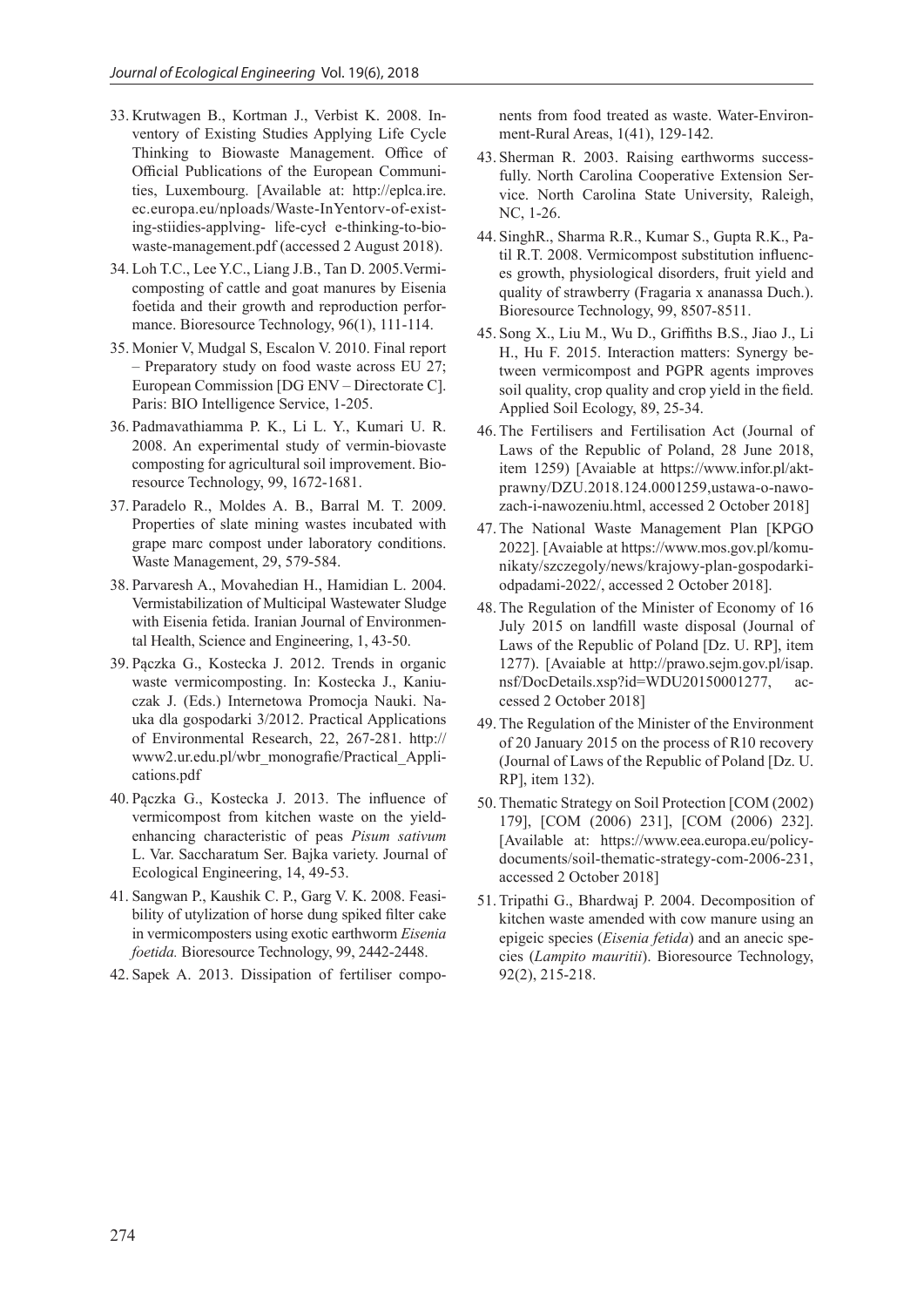33. Krutwagen B., Kortman J., Verbist K. 2008. Inventory of Existing Studies Applying Life Cycle Thinking to Biowaste Management. Office of Official Publications of the European Communities, Luxembourg. [Available at: http://eplca.ire.ec.europa.eu/nploads/Waste-InYentorv-of-existing-stiidies-applving- life-cycł e-thinking-to-biowaste-management.pdf (accessed 2 August 2018).

34. Loh T.C., Lee Y.C., Liang J.B., Tan D. 2005.Vermicomposting of cattle and goat manures by Eisenia foetida and their growth and reproduction performance. Bioresource Technology, 96(1), 111-114.

35. Monier V, Mudgal S, Escalon V. 2010. Final report – Preparatory study on food waste across EU 27; European Commission [DG ENV – Directorate C]. Paris: BIO Intelligence Service, 1-205.

36. Padmavathiamma P. K., Li L. Y., Kumari U. R. 2008. An experimental study of vermin-biovaste composting for agricultural soil improvement. Bioresource Technology, 99, 1672-1681.

37. Paradelo R., Moldes A. B., Barral M. T. 2009. Properties of slate mining wastes incubated with grape marc compost under laboratory conditions. Waste Management, 29, 579-584.

38. Parvaresh A., Movahedian H., Hamidian L. 2004. Vermistabilization of Multicipal Wastewater Sludge with Eisenia fetida. Iranian Journal of Environmental Health, Science and Engineering, 1, 43-50.

39. Pączka G., Kostecka J. 2012. Trends in organic waste vermicomposting. In: Kostecka J., Kaniuczak J. (Eds.) Internetowa Promocja Nauki. Nauka dla gospodarki 3/2012. Practical Applications of Environmental Research, 22, 267-281. http://www2.ur.edu.pl/wbr_monografie/Practical_Applications.pdf

40. Pączka G., Kostecka J. 2013. The influence of vermicompost from kitchen waste on the yield-enhancing characteristic of peas *Pisum sativum* L. Var. Saccharatum Ser. Bajka variety. Journal of Ecological Engineering, 14, 49-53.

41. Sangwan P., Kaushik C. P., Garg V. K. 2008. Feasibility of utylization of horse dung spiked filter cake in vermicomposters using exotic earthworm *Eisenia foetida.* Bioresource Technology, 99, 2442-2448.

42. Sapek A. 2013. Dissipation of fertiliser components from food treated as waste. Water-Environment-Rural Areas, 1(41), 129-142.

43. Sherman R. 2003. Raising earthworms successfully. North Carolina Cooperative Extension Service. North Carolina State University, Raleigh, NC, 1-26.

44. SinghR., Sharma R.R., Kumar S., Gupta R.K., Patil R.T. 2008. Vermicompost substitution influences growth, physiological disorders, fruit yield and quality of strawberry (Fragaria x ananassa Duch.). Bioresource Technology, 99, 8507-8511.

45. Song X., Liu M., Wu D., Griffiths B.S., Jiao J., Li H., Hu F. 2015. Interaction matters: Synergy between vermicompost and PGPR agents improves soil quality, crop quality and crop yield in the field. Applied Soil Ecology, 89, 25-34.

46. The Fertilisers and Fertilisation Act (Journal of Laws of the Republic of Poland, 28 June 2018, item 1259) [Avaiable at https://www.infor.pl/akt-prawny/DZU.2018.124.0001259,ustawa-o-nawozach-i-nawozeniu.html, accessed 2 October 2018]

47. The National Waste Management Plan [KPGO 2022]. [Avaiable at https://www.mos.gov.pl/komunikaty/szczegoly/news/krajowy-plan-gospodarki-odpadami-2022/, accessed 2 October 2018].

48. The Regulation of the Minister of Economy of 16 July 2015 on landfill waste disposal (Journal of Laws of the Republic of Poland [Dz. U. RP], item 1277). [Avaiable at http://prawo.sejm.gov.pl/isap.nsf/DocDetails.xsp?id=WDU20150001277, accessed 2 October 2018]

49. The Regulation of the Minister of the Environment of 20 January 2015 on the process of R10 recovery (Journal of Laws of the Republic of Poland [Dz. U. RP], item 132).

50. Thematic Strategy on Soil Protection [COM (2002) 179], [COM (2006) 231], [COM (2006) 232]. [Available at: https://www.eea.europa.eu/policy-documents/soil-thematic-strategy-com-2006-231, accessed 2 October 2018]

51. Tripathi G., Bhardwaj P. 2004. Decomposition of kitchen waste amended with cow manure using an epigeic species (*Eisenia fetida*) and an anecic species (*Lampito mauritii*). Bioresource Technology, 92(2), 215-218.